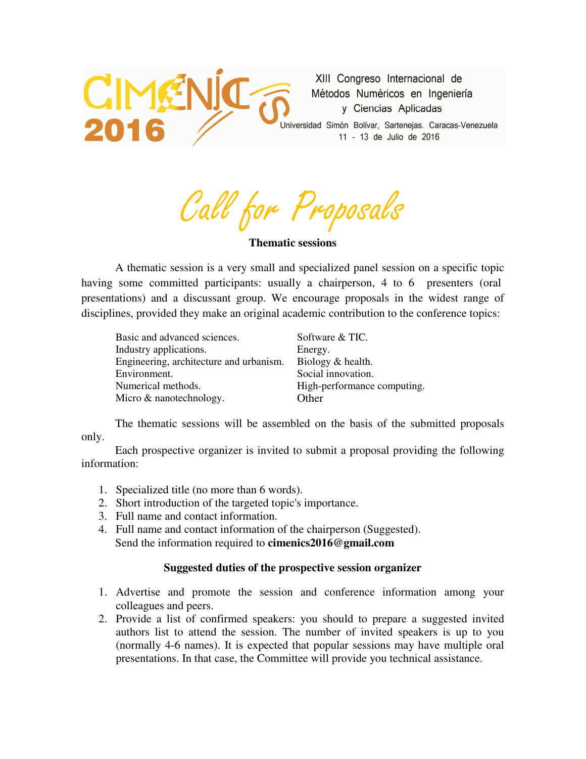CIMENICS 2016

XIII Congreso Internacional de Métodos Numéricos en Ingeniería y Ciencias Aplicadas

Universidad Simón Bolívar, Sartenejas. Caracas-Venezuela
11 - 13 de Julio de 2016

# *Call for Proposals*

### Thematic sessions

A thematic session is a very small and specialized panel session on a specific topic having some committed participants: usually a chairperson, 4 to 6 presenters (oral presentations) and a discussant group. We encourage proposals in the widest range of disciplines, provided they make an original academic contribution to the conference topics:

- Basic and advanced sciences.
- Industry applications.
- Engineering, architecture and urbanism.
- Environment.
- Numerical methods.
- Micro & nanotechnology.
- Software & TIC.
- Energy.
- Biology & health.
- Social innovation.
- High-performance computing.
- Other

The thematic sessions will be assembled on the basis of the submitted proposals only.

Each prospective organizer is invited to submit a proposal providing the following information:

1. Specialized title (no more than 6 words).
2. Short introduction of the targeted topic's importance.
3. Full name and contact information.
4. Full name and contact information of the chairperson (Suggested).
   Send the information required to **cimenics2016@gmail.com**

### Suggested duties of the prospective session organizer

1. Advertise and promote the session and conference information among your colleagues and peers.
2. Provide a list of confirmed speakers: you should to prepare a suggested invited authors list to attend the session. The number of invited speakers is up to you (normally 4-6 names). It is expected that popular sessions may have multiple oral presentations. In that case, the Committee will provide you technical assistance.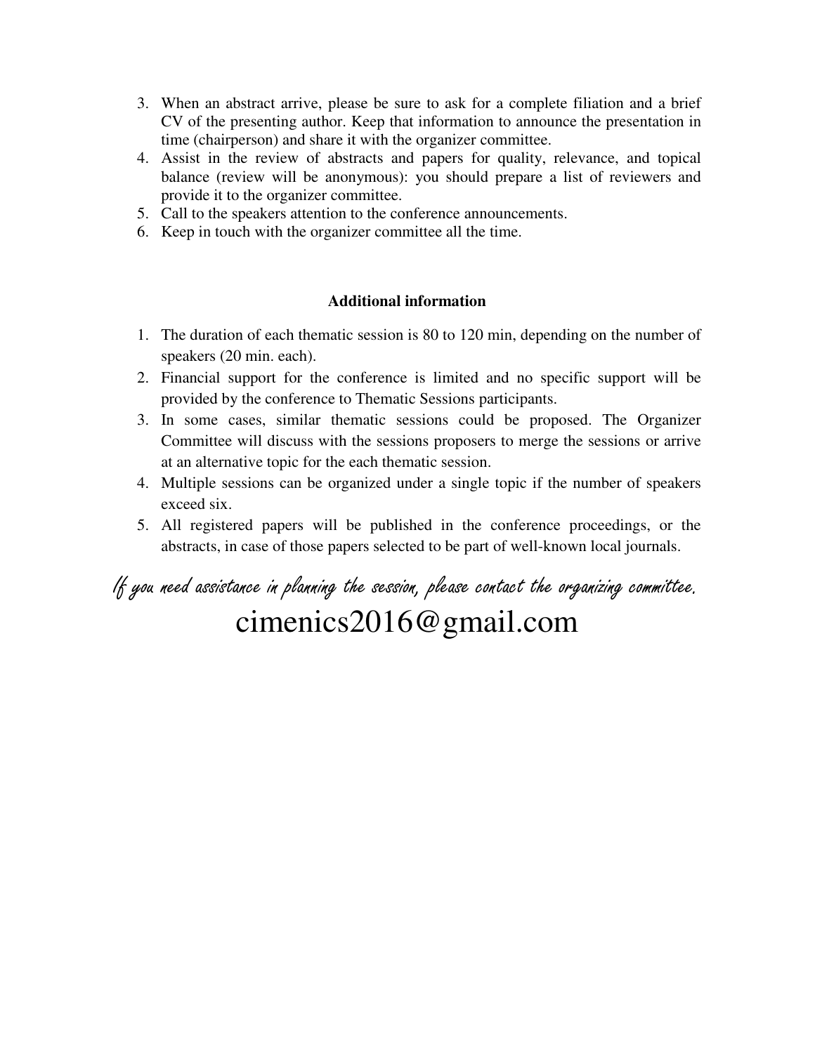3. When an abstract arrive, please be sure to ask for a complete filiation and a brief CV of the presenting author. Keep that information to announce the presentation in time (chairperson) and share it with the organizer committee.
4. Assist in the review of abstracts and papers for quality, relevance, and topical balance (review will be anonymous): you should prepare a list of reviewers and provide it to the organizer committee.
5. Call to the speakers attention to the conference announcements.
6. Keep in touch with the organizer committee all the time.

**Additional information**

1. The duration of each thematic session is 80 to 120 min, depending on the number of speakers (20 min. each).
2. Financial support for the conference is limited and no specific support will be provided by the conference to Thematic Sessions participants.
3. In some cases, similar thematic sessions could be proposed. The Organizer Committee will discuss with the sessions proposers to merge the sessions or arrive at an alternative topic for the each thematic session.
4. Multiple sessions can be organized under a single topic if the number of speakers exceed six.
5. All registered papers will be published in the conference proceedings, or the abstracts, in case of those papers selected to be part of well-known local journals.

*If you need assistance in planning the session, please contact the organizing committee.*

cimenics2016@gmail.com